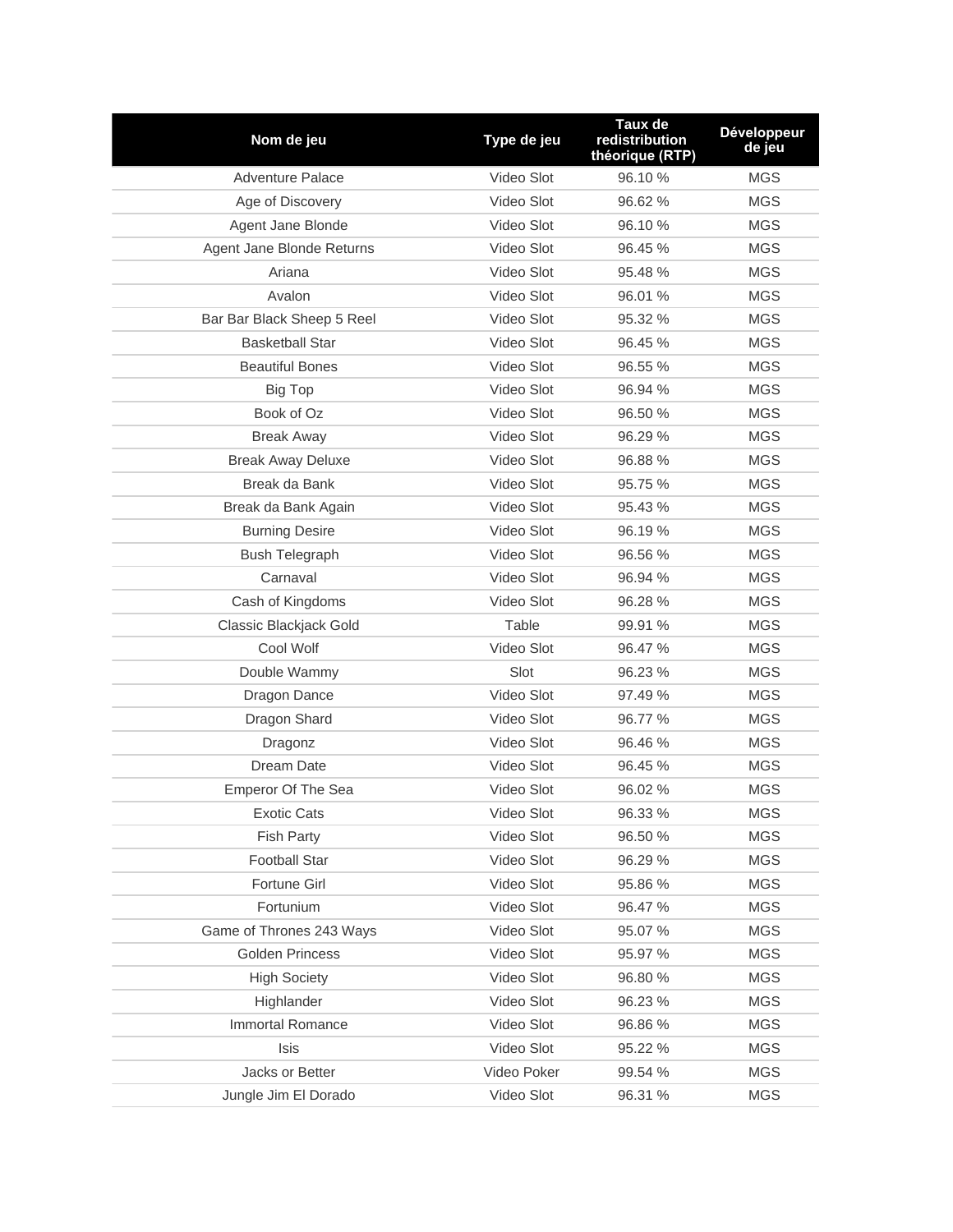| Nom de jeu | Type de jeu | Taux de redistribution théorique (RTP) | Développeur de jeu |
|---|---|---|---|
| Adventure Palace | Video Slot | 96.10 % | MGS |
| Age of Discovery | Video Slot | 96.62 % | MGS |
| Agent Jane Blonde | Video Slot | 96.10 % | MGS |
| Agent Jane Blonde Returns | Video Slot | 96.45 % | MGS |
| Ariana | Video Slot | 95.48 % | MGS |
| Avalon | Video Slot | 96.01 % | MGS |
| Bar Bar Black Sheep 5 Reel | Video Slot | 95.32 % | MGS |
| Basketball Star | Video Slot | 96.45 % | MGS |
| Beautiful Bones | Video Slot | 96.55 % | MGS |
| Big Top | Video Slot | 96.94 % | MGS |
| Book of Oz | Video Slot | 96.50 % | MGS |
| Break Away | Video Slot | 96.29 % | MGS |
| Break Away Deluxe | Video Slot | 96.88 % | MGS |
| Break da Bank | Video Slot | 95.75 % | MGS |
| Break da Bank Again | Video Slot | 95.43 % | MGS |
| Burning Desire | Video Slot | 96.19 % | MGS |
| Bush Telegraph | Video Slot | 96.56 % | MGS |
| Carnaval | Video Slot | 96.94 % | MGS |
| Cash of Kingdoms | Video Slot | 96.28 % | MGS |
| Classic Blackjack Gold | Table | 99.91 % | MGS |
| Cool Wolf | Video Slot | 96.47 % | MGS |
| Double Wammy | Slot | 96.23 % | MGS |
| Dragon Dance | Video Slot | 97.49 % | MGS |
| Dragon Shard | Video Slot | 96.77 % | MGS |
| Dragonz | Video Slot | 96.46 % | MGS |
| Dream Date | Video Slot | 96.45 % | MGS |
| Emperor Of The Sea | Video Slot | 96.02 % | MGS |
| Exotic Cats | Video Slot | 96.33 % | MGS |
| Fish Party | Video Slot | 96.50 % | MGS |
| Football Star | Video Slot | 96.29 % | MGS |
| Fortune Girl | Video Slot | 95.86 % | MGS |
| Fortunium | Video Slot | 96.47 % | MGS |
| Game of Thrones 243 Ways | Video Slot | 95.07 % | MGS |
| Golden Princess | Video Slot | 95.97 % | MGS |
| High Society | Video Slot | 96.80 % | MGS |
| Highlander | Video Slot | 96.23 % | MGS |
| Immortal Romance | Video Slot | 96.86 % | MGS |
| Isis | Video Slot | 95.22 % | MGS |
| Jacks or Better | Video Poker | 99.54 % | MGS |
| Jungle Jim El Dorado | Video Slot | 96.31 % | MGS |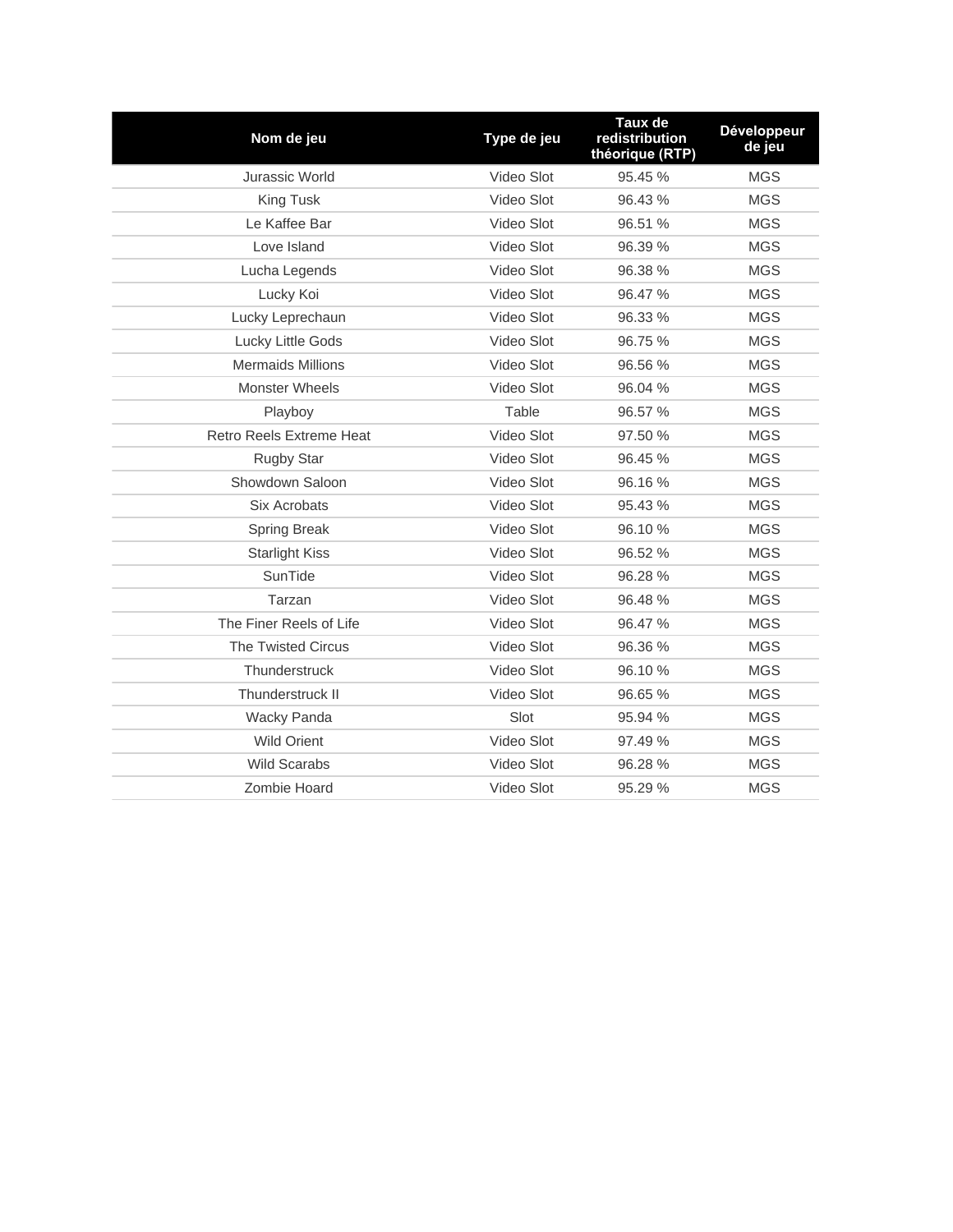| Nom de jeu | Type de jeu | Taux de redistribution théorique (RTP) | Développeur de jeu |
|---|---|---|---|
| Jurassic World | Video Slot | 95.45 % | MGS |
| King Tusk | Video Slot | 96.43 % | MGS |
| Le Kaffee Bar | Video Slot | 96.51 % | MGS |
| Love Island | Video Slot | 96.39 % | MGS |
| Lucha Legends | Video Slot | 96.38 % | MGS |
| Lucky Koi | Video Slot | 96.47 % | MGS |
| Lucky Leprechaun | Video Slot | 96.33 % | MGS |
| Lucky Little Gods | Video Slot | 96.75 % | MGS |
| Mermaids Millions | Video Slot | 96.56 % | MGS |
| Monster Wheels | Video Slot | 96.04 % | MGS |
| Playboy | Table | 96.57 % | MGS |
| Retro Reels Extreme Heat | Video Slot | 97.50 % | MGS |
| Rugby Star | Video Slot | 96.45 % | MGS |
| Showdown Saloon | Video Slot | 96.16 % | MGS |
| Six Acrobats | Video Slot | 95.43 % | MGS |
| Spring Break | Video Slot | 96.10 % | MGS |
| Starlight Kiss | Video Slot | 96.52 % | MGS |
| SunTide | Video Slot | 96.28 % | MGS |
| Tarzan | Video Slot | 96.48 % | MGS |
| The Finer Reels of Life | Video Slot | 96.47 % | MGS |
| The Twisted Circus | Video Slot | 96.36 % | MGS |
| Thunderstruck | Video Slot | 96.10 % | MGS |
| Thunderstruck II | Video Slot | 96.65 % | MGS |
| Wacky Panda | Slot | 95.94 % | MGS |
| Wild Orient | Video Slot | 97.49 % | MGS |
| Wild Scarabs | Video Slot | 96.28 % | MGS |
| Zombie Hoard | Video Slot | 95.29 % | MGS |